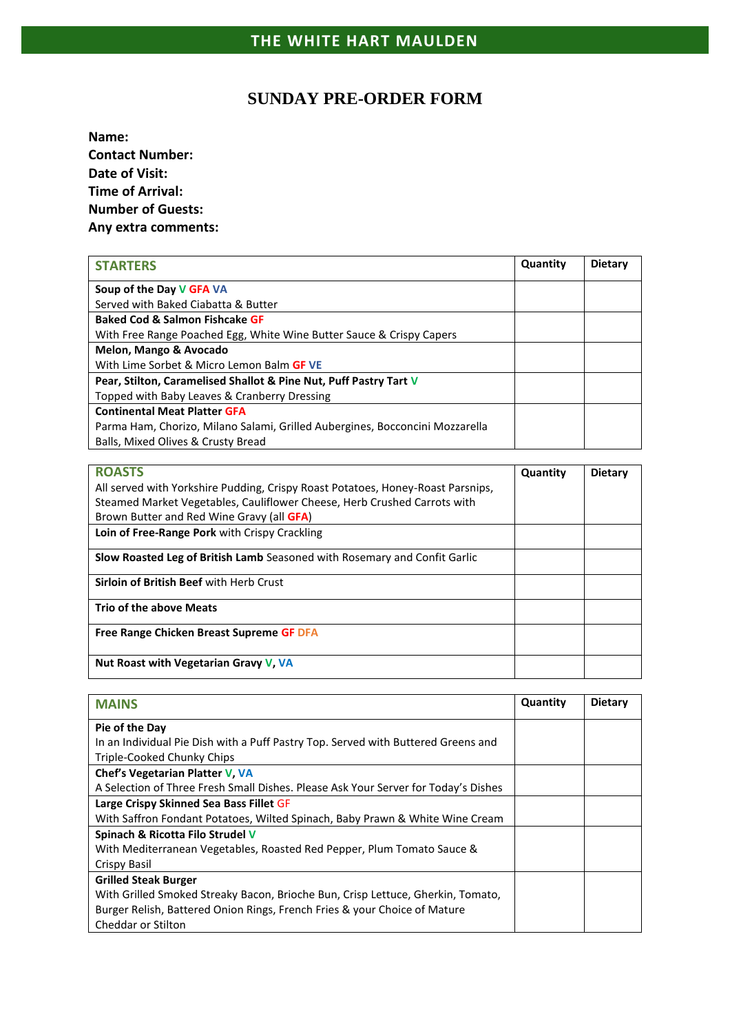# THE WHITE HART MAULDEN

## SUNDAY PRE-ORDER FORM

**Name:**
**Contact Number:**
**Date of Visit:**
**Time of Arrival:**
**Number of Guests:**
**Any extra comments:**

| STARTERS | Quantity | Dietary |
|---|---|---|
| **Soup of the Day** V GFA VA<br>Served with Baked Ciabatta & Butter | | |
| **Baked Cod & Salmon Fishcake** GF<br>With Free Range Poached Egg, White Wine Butter Sauce & Crispy Capers | | |
| **Melon, Mango & Avocado**<br>With Lime Sorbet & Micro Lemon Balm GF VE | | |
| **Pear, Stilton, Caramelised Shallot & Pine Nut, Puff Pastry Tart** V<br>Topped with Baby Leaves & Cranberry Dressing | | |
| **Continental Meat Platter** GFA<br>Parma Ham, Chorizo, Milano Salami, Grilled Aubergines, Bocconcini Mozzarella Balls, Mixed Olives & Crusty Bread | | |

| ROASTS<br>All served with Yorkshire Pudding, Crispy Roast Potatoes, Honey-Roast Parsnips, Steamed Market Vegetables, Cauliflower Cheese, Herb Crushed Carrots with Brown Butter and Red Wine Gravy (all GFA) | Quantity | Dietary |
|---|---|---|
| **Loin of Free-Range Pork** with Crispy Crackling | | |
| **Slow Roasted Leg of British Lamb** Seasoned with Rosemary and Confit Garlic | | |
| **Sirloin of British Beef** with Herb Crust | | |
| **Trio of the above Meats** | | |
| **Free Range Chicken Breast Supreme** GF DFA | | |
| **Nut Roast with Vegetarian Gravy** V, VA | | |

| MAINS | Quantity | Dietary |
|---|---|---|
| **Pie of the Day**<br>In an Individual Pie Dish with a Puff Pastry Top. Served with Buttered Greens and Triple-Cooked Chunky Chips | | |
| **Chef's Vegetarian Platter** V, VA<br>A Selection of Three Fresh Small Dishes. Please Ask Your Server for Today's Dishes | | |
| **Large Crispy Skinned Sea Bass Fillet** GF<br>With Saffron Fondant Potatoes, Wilted Spinach, Baby Prawn & White Wine Cream | | |
| **Spinach & Ricotta Filo Strudel** V<br>With Mediterranean Vegetables, Roasted Red Pepper, Plum Tomato Sauce & Crispy Basil | | |
| **Grilled Steak Burger**<br>With Grilled Smoked Streaky Bacon, Brioche Bun, Crisp Lettuce, Gherkin, Tomato, Burger Relish, Battered Onion Rings, French Fries & your Choice of Mature Cheddar or Stilton | | |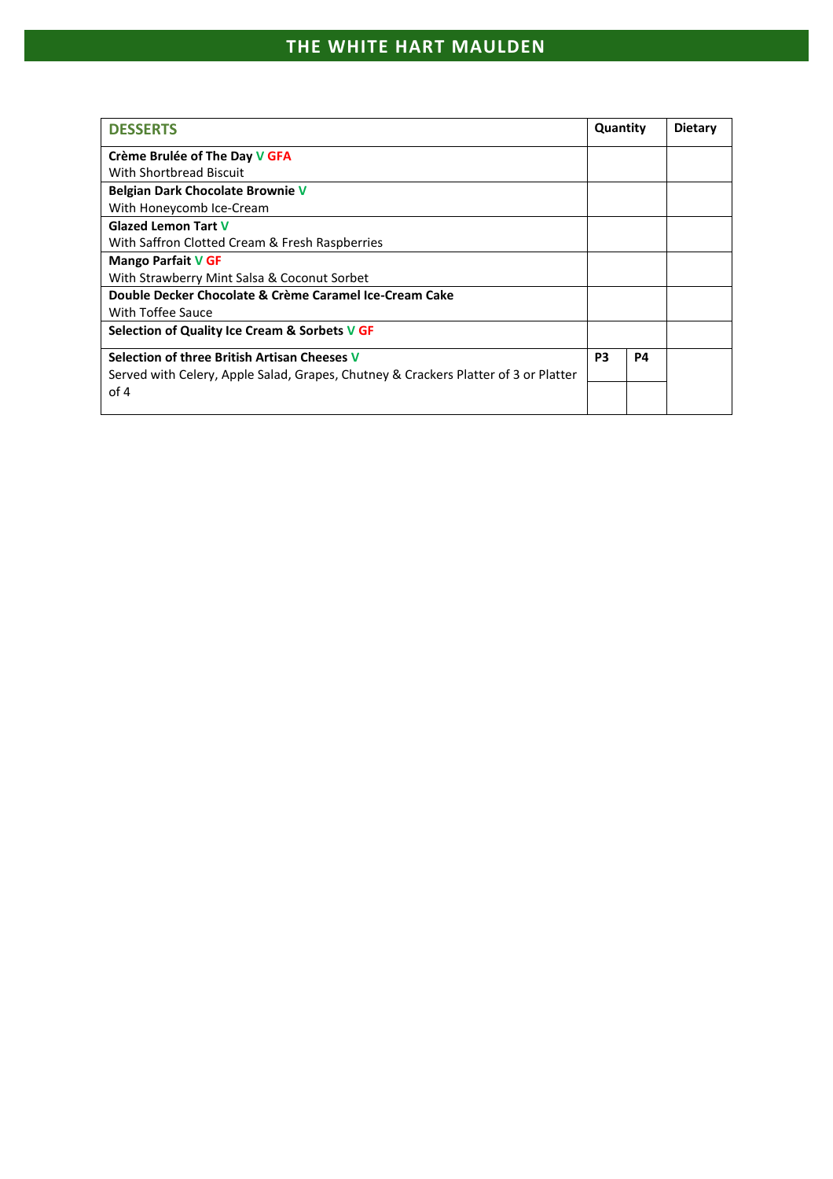# THE WHITE HART MAULDEN

| DESSERTS | Quantity | | Dietary |
|---|---|---|---|
| **Crème Brulée of The Day** V GFA<br>With Shortbread Biscuit | | | |
| **Belgian Dark Chocolate Brownie** V<br>With Honeycomb Ice-Cream | | | |
| **Glazed Lemon Tart** V<br>With Saffron Clotted Cream & Fresh Raspberries | | | |
| **Mango Parfait** V GF<br>With Strawberry Mint Salsa & Coconut Sorbet | | | |
| **Double Decker Chocolate & Crème Caramel Ice-Cream Cake**<br>With Toffee Sauce | | | |
| **Selection of Quality Ice Cream & Sorbets** V GF | | | |
| **Selection of three British Artisan Cheeses** V<br>Served with Celery, Apple Salad, Grapes, Chutney & Crackers Platter of 3 or Platter of 4 | P3 | P4 | |